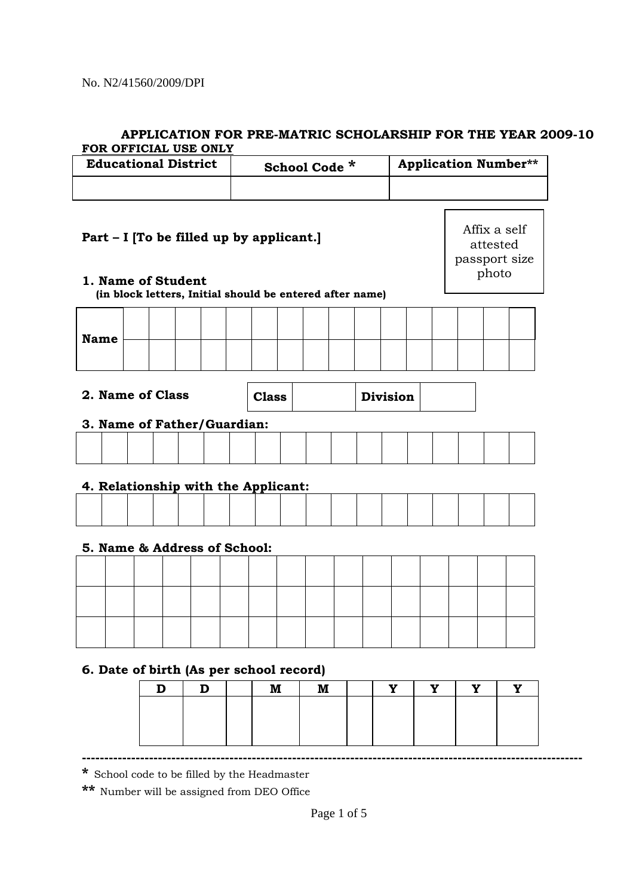No. N2/41560/2009/DPI

## APPLICATION FOR PRE-MATRIC SCHOLARSHIP FOR THE YEAR 2009-10

**FOR OFFICIAL USE ONLY**

| Educational District | School Code * | Application Number** |
| --- | --- | --- |
| | | |

**Part – I [To be filled up by applicant.]**

Affix a self attested passport size photo

**1. Name of Student**
**(in block letters, Initial should be entered after name)**

| | | | | | | | | | | | | | | | | |
|---|---|---|---|---|---|---|---|---|---|---|---|---|---|---|---|---|
| **Name** | | | | | | | | | | | | | | | | |
| | | | | | | | | | | | | | | | | |

**2. Name of Class**

| Class | | Division | |
| --- | --- | --- | --- |

**3. Name of Father/Guardian:**

| | | | | | | | | | | | | | | | | | |
|---|---|---|---|---|---|---|---|---|---|---|---|---|---|---|---|---|---|
| | | | | | | | | | | | | | | | | | |

**4. Relationship with the Applicant:**

| | | | | | | | | | | | | | | | | | |
|---|---|---|---|---|---|---|---|---|---|---|---|---|---|---|---|---|---|
| | | | | | | | | | | | | | | | | | |

**5. Name & Address of School:**

| | | | | | | | | | | | | | | | |
|---|---|---|---|---|---|---|---|---|---|---|---|---|---|---|---|
| | | | | | | | | | | | | | | | |
| | | | | | | | | | | | | | | | |
| | | | | | | | | | | | | | | | |

**6. Date of birth (As per school record)**

| D | D | | M | M | | Y | Y | Y | Y |
|---|---|---|---|---|---|---|---|---|---|
| | | | | | | | | | |

---

\* School code to be filled by the Headmaster

\** Number will be assigned from DEO Office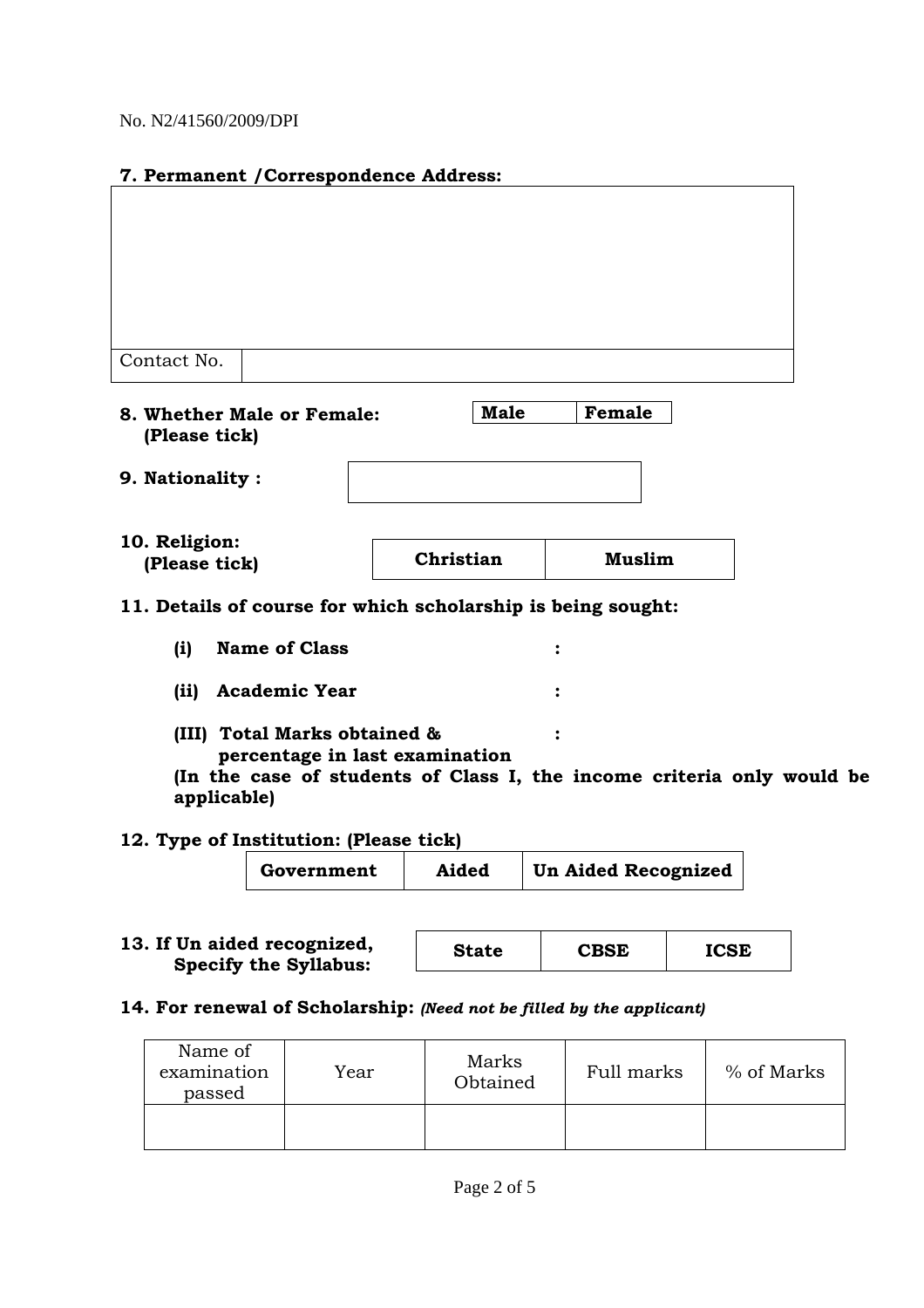No. N2/41560/2009/DPI

**7. Permanent /Correspondence Address:**

| | |
|---|---|
| | |
| Contact No. | |

**8. Whether Male or Female: (Please tick)**

| **Male** | **Female** |
|---|---|

**9. Nationality :**

| |
|---|
| |

**10. Religion: (Please tick)**

| **Christian** | **Muslim** |
|---|---|

**11. Details of course for which scholarship is being sought:**

**(i) Name of Class** :

**(ii) Academic Year** :

**(III) Total Marks obtained & percentage in last examination** :

**(In the case of students of Class I, the income criteria only would be applicable)**

**12. Type of Institution: (Please tick)**

| **Government** | **Aided** | **Un Aided Recognized** |
|---|---|---|

**13. If Un aided recognized, Specify the Syllabus:**

| **State** | **CBSE** | **ICSE** |
|---|---|---|

**14. For renewal of Scholarship:** ***(Need not be filled by the applicant)***

| Name of examination passed | Year | Marks Obtained | Full marks | % of Marks |
|---|---|---|---|---|
| | | | | |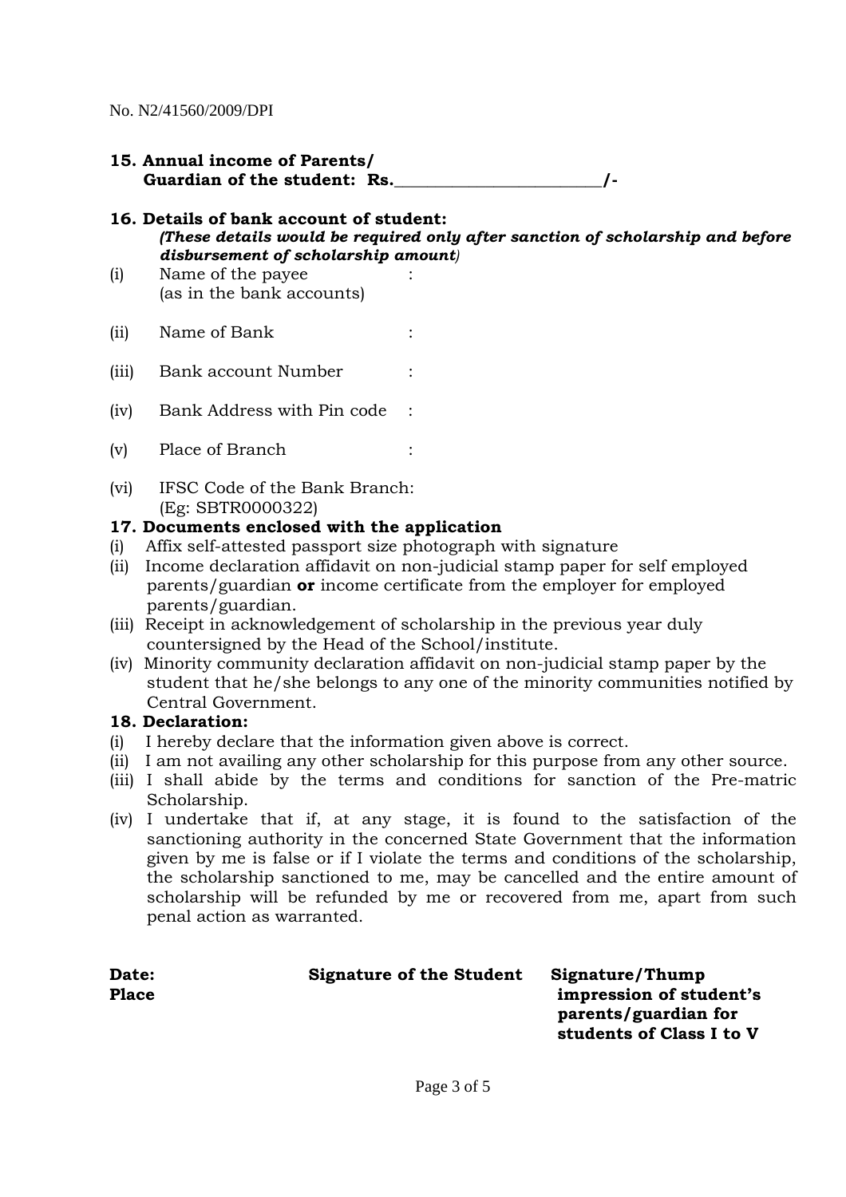No. N2/41560/2009/DPI

**15. Annual income of Parents/ Guardian of the student: Rs.\_\_\_\_\_\_\_\_\_\_\_\_\_\_\_\_\_\_\_\_\_\_\_\_/-**

**16. Details of bank account of student:**

***(These details would be required only after sanction of scholarship and before disbursement of scholarship amount)***

(i) Name of the payee (as in the bank accounts) :

(ii) Name of Bank :

(iii) Bank account Number :

(iv) Bank Address with Pin code :

(v) Place of Branch :

(vi) IFSC Code of the Bank Branch: (Eg: SBTR0000322)

**17. Documents enclosed with the application**

(i) Affix self-attested passport size photograph with signature
(ii) Income declaration affidavit on non-judicial stamp paper for self employed parents/guardian **or** income certificate from the employer for employed parents/guardian.
(iii) Receipt in acknowledgement of scholarship in the previous year duly countersigned by the Head of the School/institute.
(iv) Minority community declaration affidavit on non-judicial stamp paper by the student that he/she belongs to any one of the minority communities notified by Central Government.

**18. Declaration:**

(i) I hereby declare that the information given above is correct.
(ii) I am not availing any other scholarship for this purpose from any other source.
(iii) I shall abide by the terms and conditions for sanction of the Pre-matric Scholarship.
(iv) I undertake that if, at any stage, it is found to the satisfaction of the sanctioning authority in the concerned State Government that the information given by me is false or if I violate the terms and conditions of the scholarship, the scholarship sanctioned to me, may be cancelled and the entire amount of scholarship will be refunded by me or recovered from me, apart from such penal action as warranted.

**Date:** **Signature of the Student** **Signature/Thump impression of student's parents/guardian for students of Class I to V**

**Place**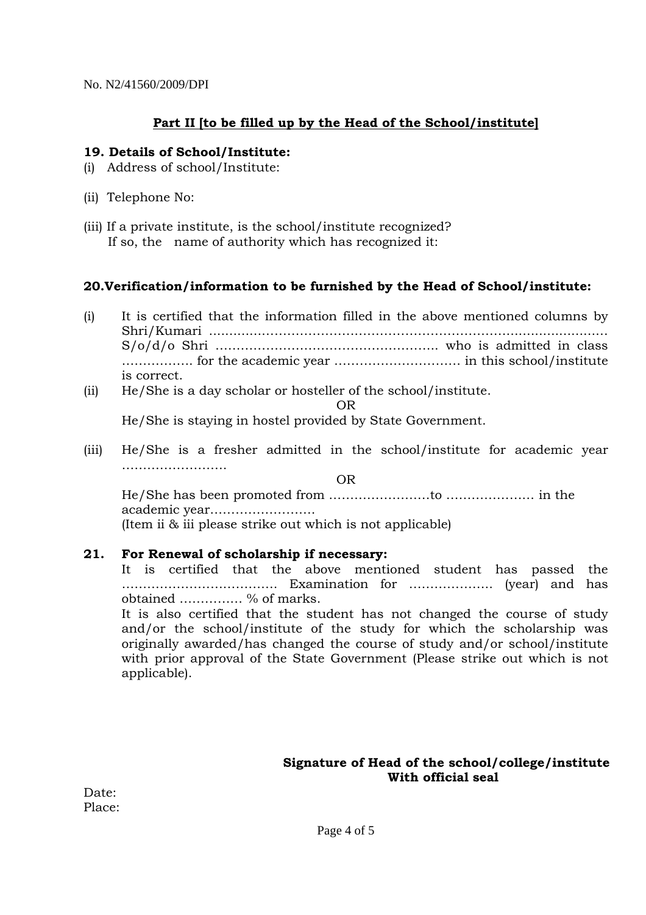No. N2/41560/2009/DPI

## Part II [to be filled up by the Head of the School/institute]

**19. Details of School/Institute:**

(i) Address of school/Institute:

(ii) Telephone No:

(iii) If a private institute, is the school/institute recognized?
If so, the name of authority which has recognized it:

**20.Verification/information to be furnished by the Head of School/institute:**

(i) It is certified that the information filled in the above mentioned columns by Shri/Kumari .................................................................................................. S/o/d/o Shri ..................................................... who is admitted in class ................. for the academic year ………………………… in this school/institute is correct.

(ii) He/She is a day scholar or hosteller of the school/institute.

OR

He/She is staying in hostel provided by State Government.

(iii) He/She is a fresher admitted in the school/institute for academic year …………………….

OR

He/She has been promoted from ……………………to ………………… in the academic year…………………….

(Item ii & iii please strike out which is not applicable)

**21. For Renewal of scholarship if necessary:**

It is certified that the above mentioned student has passed the ……………………………… Examination for ………………. (year) and has obtained ………….. % of marks.

It is also certified that the student has not changed the course of study and/or the school/institute of the study for which the scholarship was originally awarded/has changed the course of study and/or school/institute with prior approval of the State Government (Please strike out which is not applicable).

**Signature of Head of the school/college/institute**
**With official seal**

Date:
Place: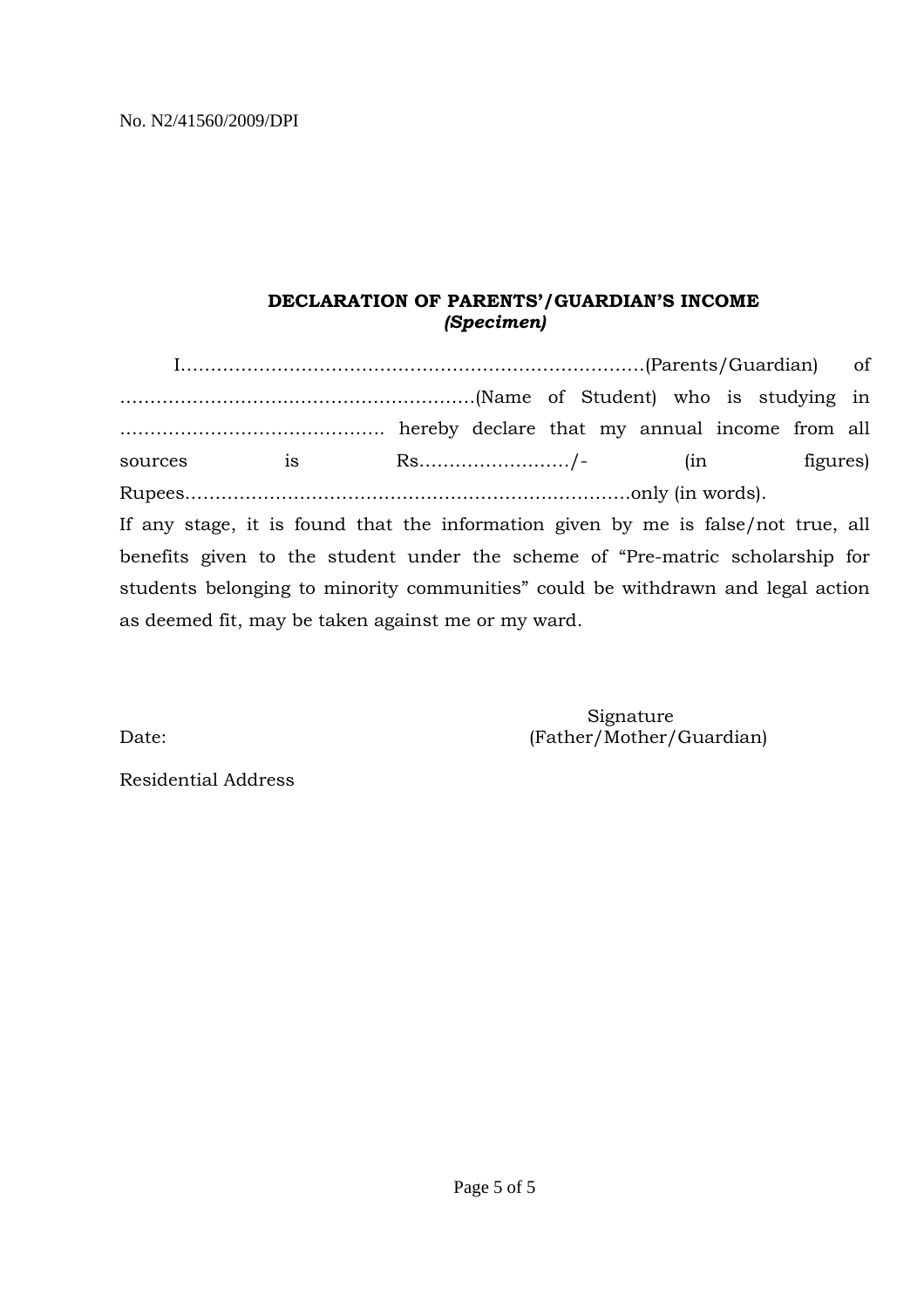No. N2/41560/2009/DPI

**DECLARATION OF PARENTS'/GUARDIAN'S INCOME**
***(Specimen)***

I……………………………………………………………………(Parents/Guardian) of ……………………………………………………(Name of Student) who is studying in ……………………………………. hereby declare that my annual income from all sources is Rs……………………/- (in figures) Rupees…………………………………………………………………only (in words).

If any stage, it is found that the information given by me is false/not true, all benefits given to the student under the scheme of "Pre-matric scholarship for students belonging to minority communities" could be withdrawn and legal action as deemed fit, may be taken against me or my ward.

Date:

Signature
(Father/Mother/Guardian)

Residential Address